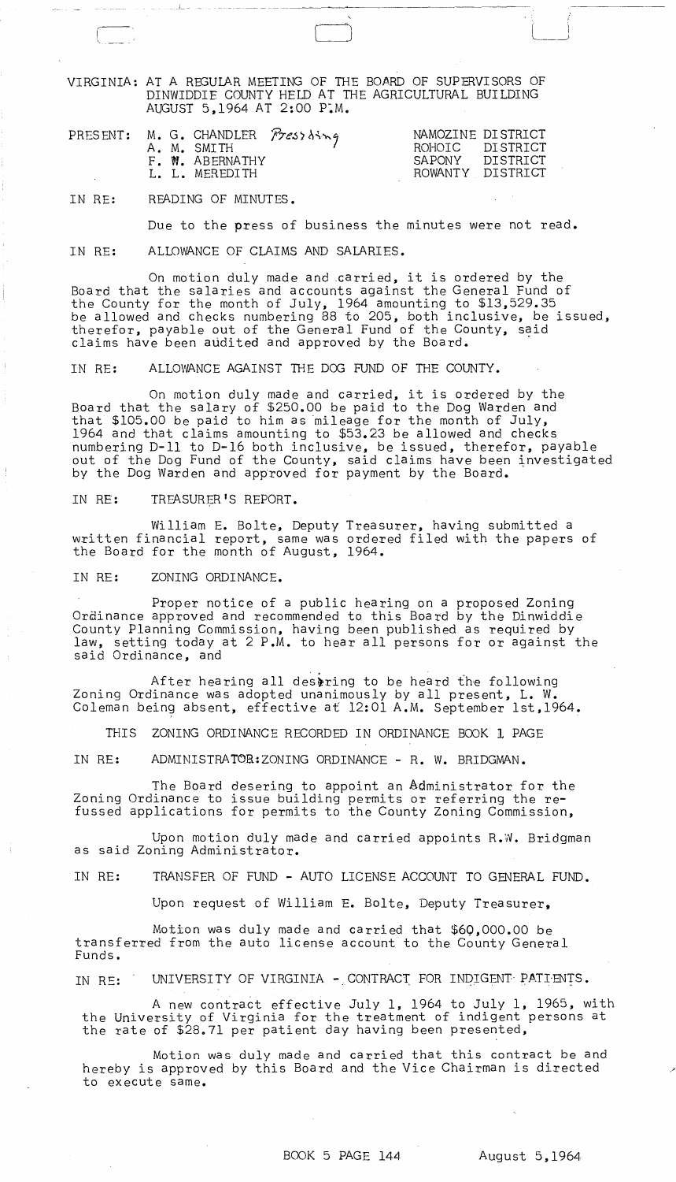VIRGINIA: AT A REGULAR MEETING OF THE BOARD OF SUPERVISORS OF DINWIDDIE COUNTY HELD AT THE AGRICULTURAL BUILDING AUGUST 5,1964 AT 2:00 P.M.

| PRESENT: | M. G. CHANDLER *Presiding* | NAMOZINE DISTRICT |
|---|---|---|
| | A. M. SMITH | ROHOIC DISTRICT |
| | F. W. ABERNATHY | SAPONY DISTRICT |
| | L. L. MEREDITH | ROWANTY DISTRICT |

IN RE: READING OF MINUTES.

Due to the press of business the minutes were not read.

IN RE: ALLOWANCE OF CLAIMS AND SALARIES.

On motion duly made and carried, it is ordered by the Board that the salaries and accounts against the General Fund of the County for the month of July, 1964 amounting to $13,529.35 be allowed and checks numbering 88 to 205, both inclusive, be issued, therefor, payable out of the General Fund of the County, said claims have been audited and approved by the Board.

IN RE: ALLOWANCE AGAINST THE DOG FUND OF THE COUNTY.

On motion duly made and carried, it is ordered by the Board that the salary of $250.00 be paid to the Dog Warden and that $105.00 be paid to him as mileage for the month of July, 1964 and that claims amounting to $53.23 be allowed and checks numbering D-11 to D-16 both inclusive, be issued, therefor, payable out of the Dog Fund of the County, said claims have been investigated by the Dog Warden and approved for payment by the Board.

IN RE: TREASURER'S REPORT.

William E. Bolte, Deputy Treasurer, having submitted a written financial report, same was ordered filed with the papers of the Board for the month of August, 1964.

IN RE: ZONING ORDINANCE.

Proper notice of a public hearing on a proposed Zoning Ordinance approved and recommended to this Board by the Dinwiddie County Planning Commission, having been published as required by law, setting today at 2 P.M. to hear all persons for or against the said Ordinance, and

After hearing all desiring to be heard the following Zoning Ordinance was adopted unanimously by all present, L. W. Coleman being absent, effective at 12:01 A.M. September 1st,1964.

THIS ZONING ORDINANCE RECORDED IN ORDINANCE BOOK 1 PAGE

IN RE: ADMINISTRATOR:ZONING ORDINANCE - R. W. BRIDGMAN.

The Board desering to appoint an Administrator for the Zoning Ordinance to issue building permits or referring the refussed applications for permits to the County Zoning Commission,

Upon motion duly made and carried appoints R.W. Bridgman as said Zoning Administrator.

IN RE: TRANSFER OF FUND - AUTO LICENSE ACCOUNT TO GENERAL FUND.

Upon request of William E. Bolte, Deputy Treasurer,

Motion was duly made and carried that $60,000.00 be transferred from the auto license account to the County General Funds.

IN RE: UNIVERSITY OF VIRGINIA - CONTRACT FOR INDIGENT PATIENTS.

A new contract effective July 1, 1964 to July 1, 1965, with the University of Virginia for the treatment of indigent persons at the rate of $28.71 per patient day having been presented,

Motion was duly made and carried that this contract be and hereby is approved by this Board and the Vice Chairman is directed to execute same.

BOOK 5 PAGE 144 August 5,1964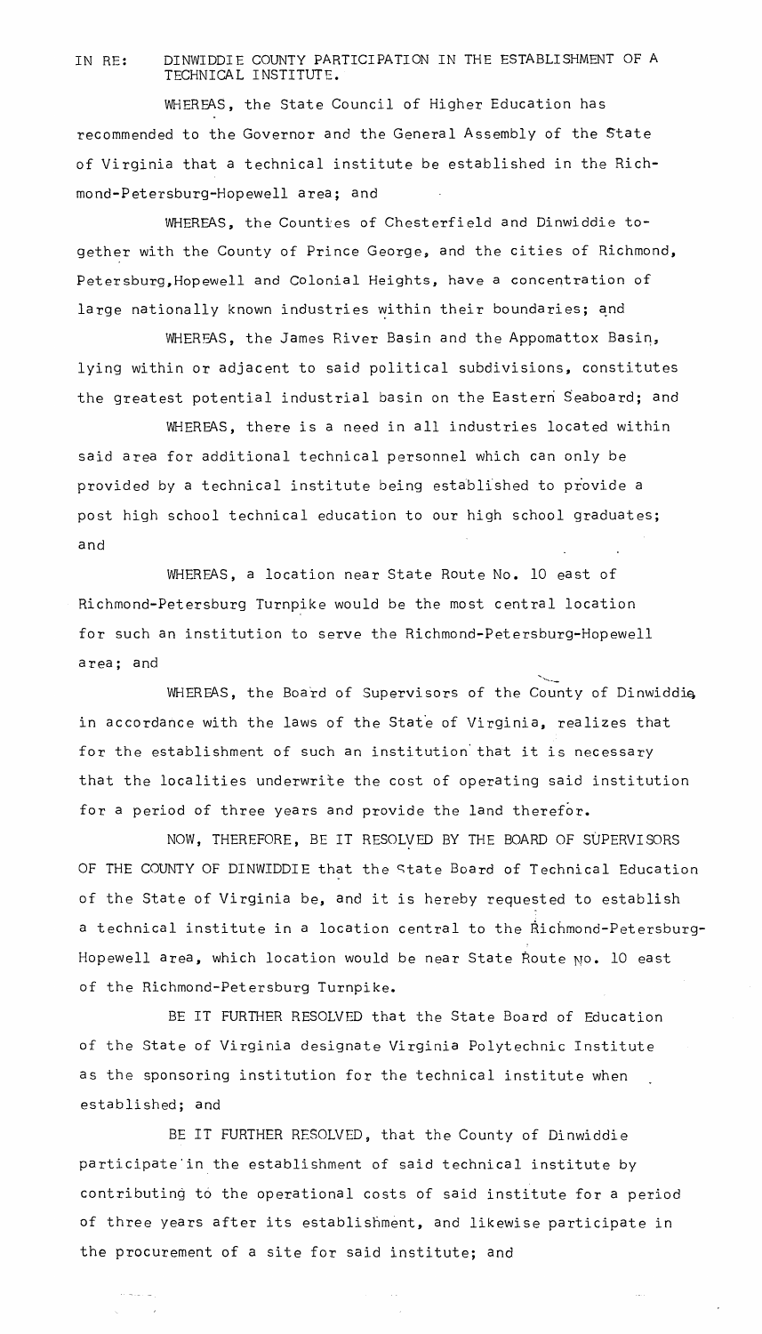IN RE: DINWIDDIE COUNTY PARTICIPATION IN THE ESTABLISHMENT OF A TECHNICAL INSTITUTE.

WHEREAS, the State Council of Higher Education has recommended to the Governor and the General Assembly of the State of Virginia that a technical institute be established in the Richmond-Petersburg-Hopewell area; and

WHEREAS, the Counties of Chesterfield and Dinwiddie together with the County of Prince George, and the cities of Richmond, Petersburg,Hopewell and Colonial Heights, have a concentration of large nationally known industries within their boundaries; and

WHEREAS, the James River Basin and the Appomattox Basin, lying within or adjacent to said political subdivisions, constitutes the greatest potential industrial basin on the Eastern Seaboard; and

WHEREAS, there is a need in all industries located within said area for additional technical personnel which can only be provided by a technical institute being established to provide a post high school technical education to our high school graduates; and

WHEREAS, a location near State Route No. 10 east of Richmond-Petersburg Turnpike would be the most central location for such an institution to serve the Richmond-Petersburg-Hopewell area; and

WHEREAS, the Board of Supervisors of the County of Dinwiddie in accordance with the laws of the State of Virginia, realizes that for the establishment of such an institution that it is necessary that the localities underwrite the cost of operating said institution for a period of three years and provide the land therefor.

NOW, THEREFORE, BE IT RESOLVED BY THE BOARD OF SUPERVISORS OF THE COUNTY OF DINWIDDIE that the State Board of Technical Education of the State of Virginia be, and it is hereby requested to establish a technical institute in a location central to the Richmond-Petersburg-Hopewell area, which location would be near State Route No. 10 east of the Richmond-Petersburg Turnpike.

BE IT FURTHER RESOLVED that the State Board of Education of the State of Virginia designate Virginia Polytechnic Institute as the sponsoring institution for the technical institute when established; and

BE IT FURTHER RESOLVED, that the County of Dinwiddie participate in the establishment of said technical institute by contributing to the operational costs of said institute for a period of three years after its establishment, and likewise participate in the procurement of a site for said institute; and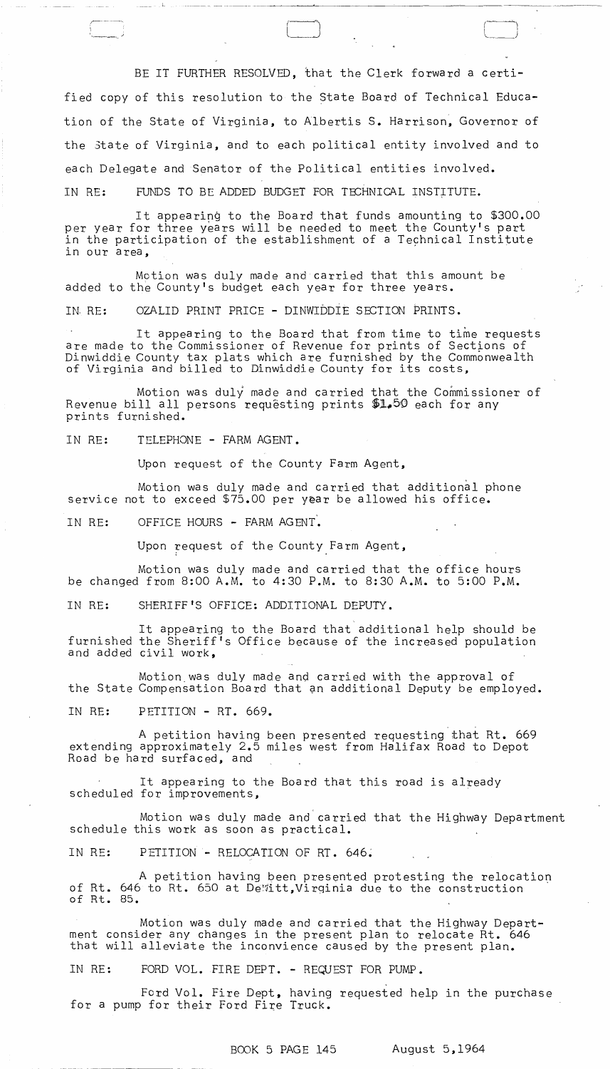BE IT FURTHER RESOLVED, that the Clerk forward a certified copy of this resolution to the State Board of Technical Education of the State of Virginia, to Albertis S. Harrison, Governor of the State of Virginia, and to each political entity involved and to each Delegate and Senator of the Political entities involved.

IN RE: FUNDS TO BE ADDED BUDGET FOR TECHNICAL INSTITUTE.

It appearing to the Board that funds amounting to $300.00 per year for three years will be needed to meet the County's part in the participation of the establishment of a Technical Institute in our area,

Motion was duly made and carried that this amount be added to the County's budget each year for three years.

IN RE: OZALID PRINT PRICE - DINWIDDIE SECTION PRINTS.

It appearing to the Board that from time to time requests are made to the Commissioner of Revenue for prints of Sections of Dinwiddie County tax plats which are furnished by the Commonwealth of Virginia and billed to Dinwiddie County for its costs,

Motion was duly made and carried that the Commissioner of Revenue bill all persons requesting prints $1.50 each for any prints furnished.

IN RE: TELEPHONE - FARM AGENT.

Upon request of the County Farm Agent,

Motion was duly made and carried that additional phone service not to exceed $75.00 per year be allowed his office.

IN RE: OFFICE HOURS - FARM AGENT.

Upon request of the County Farm Agent,

Motion was duly made and carried that the office hours be changed from 8:00 A.M. to 4:30 P.M. to 8:30 A.M. to 5:00 P.M.

IN RE: SHERIFF'S OFFICE: ADDITIONAL DEPUTY.

It appearing to the Board that additional help should be furnished the Sheriff's Office because of the increased population and added civil work,

Motion was duly made and carried with the approval of the State Compensation Board that an additional Deputy be employed.

IN RE: PETITION - RT. 669.

A petition having been presented requesting that Rt. 669 extending approximately 2.5 miles west from Halifax Road to Depot Road be hard surfaced, and

It appearing to the Board that this road is already scheduled for improvements,

Motion was duly made and carried that the Highway Department schedule this work as soon as practical.

IN RE: PETITION - RELOCATION OF RT. 646.

A petition having been presented protesting the relocation of Rt. 646 to Rt. 650 at DeWitt,Virginia due to the construction of Rt. 85.

Motion was duly made and carried that the Highway Department consider any changes in the present plan to relocate Rt. 646 that will alleviate the inconvience caused by the present plan.

IN RE: FORD VOL. FIRE DEPT. - REQUEST FOR PUMP.

Ford Vol. Fire Dept, having requested help in the purchase for a pump for their Ford Fire Truck.

BOOK 5 PAGE 145 August 5,1964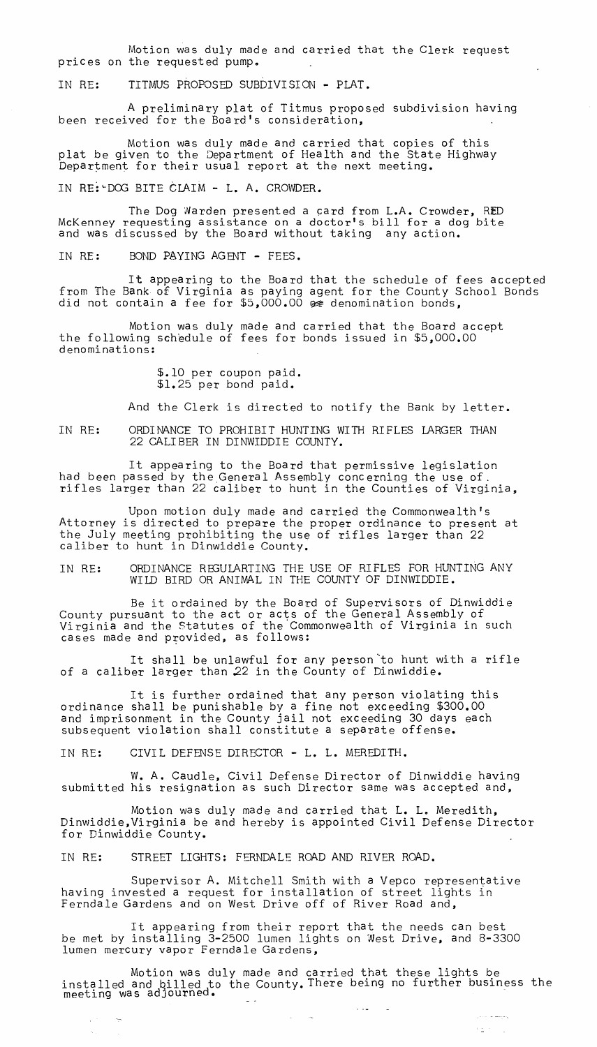Motion was duly made and carried that the Clerk request prices on the requested pump.

IN RE: TITMUS PROPOSED SUBDIVISION - PLAT.

A preliminary plat of Titmus proposed subdivision having been received for the Board's consideration,

Motion was duly made and carried that copies of this plat be given to the Department of Health and the State Highway Department for their usual report at the next meeting.

IN RE: DOG BITE CLAIM - L. A. CROWDER.

The Dog Warden presented a card from L.A. Crowder, RFD McKenney requesting assistance on a doctor's bill for a dog bite and was discussed by the Board without taking any action.

IN RE: BOND PAYING AGENT - FEES.

It appearing to the Board that the schedule of fees accepted from The Bank of Virginia as paying agent for the County School Bonds did not contain a fee for $5,000.00 denomination bonds,

Motion was duly made and carried that the Board accept the following schedule of fees for bonds issued in $5,000.00 denominations:

$.10 per coupon paid.
$1.25 per bond paid.

And the Clerk is directed to notify the Bank by letter.

IN RE: ORDINANCE TO PROHIBIT HUNTING WITH RIFLES LARGER THAN 22 CALIBER IN DINWIDDIE COUNTY.

It appearing to the Board that permissive legislation had been passed by the General Assembly concerning the use of rifles larger than 22 caliber to hunt in the Counties of Virginia,

Upon motion duly made and carried the Commonwealth's Attorney is directed to prepare the proper ordinance to present at the July meeting prohibiting the use of rifles larger than 22 caliber to hunt in Dinwiddie County.

IN RE: ORDINANCE REGULARTING THE USE OF RIFLES FOR HUNTING ANY WILD BIRD OR ANIMAL IN THE COUNTY OF DINWIDDIE.

Be it ordained by the Board of Supervisors of Dinwiddie County pursuant to the act or acts of the General Assembly of Virginia and the Statutes of the Commonwealth of Virginia in such cases made and provided, as follows:

It shall be unlawful for any person to hunt with a rifle of a caliber larger than 22 in the County of Dinwiddie.

It is further ordained that any person violating this ordinance shall be punishable by a fine not exceeding $300.00 and imprisonment in the County jail not exceeding 30 days each subsequent violation shall constitute a separate offense.

IN RE: CIVIL DEFENSE DIRECTOR - L. L. MEREDITH.

W. A. Caudle, Civil Defense Director of Dinwiddie having submitted his resignation as such Director same was accepted and,

Motion was duly made and carried that L. L. Meredith, Dinwiddie, Virginia be and hereby is appointed Civil Defense Director for Dinwiddie County.

IN RE: STREET LIGHTS: FERNDALE ROAD AND RIVER ROAD.

Supervisor A. Mitchell Smith with a Vepco representative having invested a request for installation of street lights in Ferndale Gardens and on West Drive off of River Road and,

It appearing from their report that the needs can best be met by installing 3-2500 lumen lights on West Drive, and 8-3300 lumen mercury vapor Ferndale Gardens,

Motion was duly made and carried that these lights be installed and billed to the County. There being no further business the meeting was adjourned.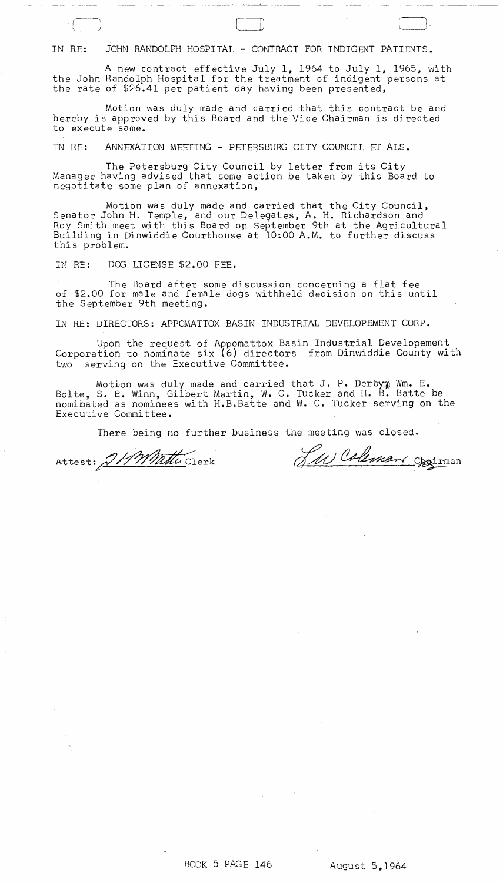IN RE: JOHN RANDOLPH HOSPITAL - CONTRACT FOR INDIGENT PATIENTS.

A new contract effective July 1, 1964 to July 1, 1965, with the John Randolph Hospital for the treatment of indigent persons at the rate of $26.41 per patient day having been presented,

Motion was duly made and carried that this contract be and hereby is approved by this Board and the Vice Chairman is directed to execute same.

IN RE: ANNEXATION MEETING - PETERSBURG CITY COUNCIL ET ALS.

The Petersburg City Council by letter from its City Manager having advised that some action be taken by this Board to negotitate some plan of annexation,

Motion was duly made and carried that the City Council, Senator John H. Temple, and our Delegates, A. H. Richardson and Roy Smith meet with this Board on September 9th at the Agricultural Building in Dinwiddie Courthouse at 10:00 A.M. to further discuss this problem.

IN RE: DOG LICENSE $2.00 FEE.

The Board after some discussion concerning a flat fee of $2.00 for male and female dogs withheld decision on this until the September 9th meeting.

IN RE: DIRECTORS: APPOMATTOX BASIN INDUSTRIAL DEVELOPEMENT CORP.

Upon the request of Appomattox Basin Industrial Developement Corporation to nominate six (6) directors from Dinwiddie County with two serving on the Executive Committee.

Motion was duly made and carried that J. P. Derbyn Wm. E. Bolte, S. E. Winn, Gilbert Martin, W. C. Tucker and H. B. Batte be nominated as nominees with H.B.Batte and W. C. Tucker serving on the Executive Committee.

There being no further business the meeting was closed.

Attest: H. H. Batte Clerk

S. W. Coleman Chairman

BOOK 5 PAGE 146 August 5,1964